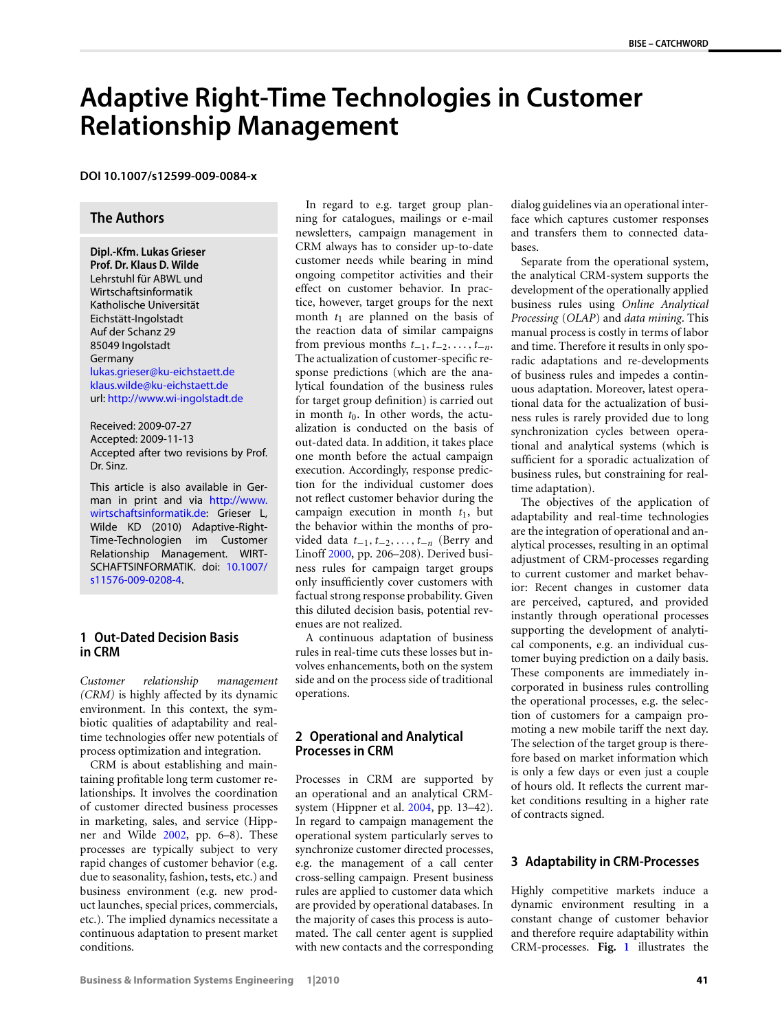# Adaptive Right-Time Technologies in Customer Relationship Management

**DOI 10.1007/s12599-009-0084-x**

## The Authors

**Dipl.-Kfm. Lukas Grieser**
**Prof. Dr. Klaus D. Wilde**
Lehrstuhl für ABWL und Wirtschaftsinformatik
Katholische Universität Eichstätt-Ingolstadt
Auf der Schanz 29
85049 Ingolstadt
Germany
lukas.grieser@ku-eichstaett.de
klaus.wilde@ku-eichstaett.de
url: http://www.wi-ingolstadt.de

Received: 2009-07-27
Accepted: 2009-11-13
Accepted after two revisions by Prof. Dr. Sinz.

This article is also available in German in print and via http://www.wirtschaftsinformatik.de: Grieser L, Wilde KD (2010) Adaptive-Right-Time-Technologien im Customer Relationship Management. WIRTSCHAFTSINFORMATIK. doi: 10.1007/s11576-009-0208-4.

## 1 Out-Dated Decision Basis in CRM

*Customer relationship management (CRM)* is highly affected by its dynamic environment. In this context, the symbiotic qualities of adaptability and real-time technologies offer new potentials of process optimization and integration.

CRM is about establishing and maintaining profitable long term customer relationships. It involves the coordination of customer directed business processes in marketing, sales, and service (Hippner and Wilde 2002, pp. 6–8). These processes are typically subject to very rapid changes of customer behavior (e.g. due to seasonality, fashion, tests, etc.) and business environment (e.g. new product launches, special prices, commercials, etc.). The implied dynamics necessitate a continuous adaptation to present market conditions.

In regard to e.g. target group planning for catalogues, mailings or e-mail newsletters, campaign management in CRM always has to consider up-to-date customer needs while bearing in mind ongoing competitor activities and their effect on customer behavior. In practice, however, target groups for the next month $t_1$ are planned on the basis of the reaction data of similar campaigns from previous months $t_{-1}, t_{-2}, \ldots, t_{-n}$. The actualization of customer-specific response predictions (which are the analytical foundation of the business rules for target group definition) is carried out in month $t_0$. In other words, the actualization is conducted on the basis of out-dated data. In addition, it takes place one month before the actual campaign execution. Accordingly, response prediction for the individual customer does not reflect customer behavior during the campaign execution in month $t_1$, but the behavior within the months of provided data $t_{-1}, t_{-2}, \ldots, t_{-n}$ (Berry and Linoff 2000, pp. 206–208). Derived business rules for campaign target groups only insufficiently cover customers with factual strong response probability. Given this diluted decision basis, potential revenues are not realized.

A continuous adaptation of business rules in real-time cuts these losses but involves enhancements, both on the system side and on the process side of traditional operations.

## 2 Operational and Analytical Processes in CRM

Processes in CRM are supported by an operational and an analytical CRM-system (Hippner et al. 2004, pp. 13–42). In regard to campaign management the operational system particularly serves to synchronize customer directed processes, e.g. the management of a call center cross-selling campaign. Present business rules are applied to customer data which are provided by operational databases. In the majority of cases this process is automated. The call center agent is supplied with new contacts and the corresponding dialog guidelines via an operational interface which captures customer responses and transfers them to connected databases.

Separate from the operational system, the analytical CRM-system supports the development of the operationally applied business rules using *Online Analytical Processing* (*OLAP*) and *data mining*. This manual process is costly in terms of labor and time. Therefore it results in only sporadic adaptations and re-developments of business rules and impedes a continuous adaptation. Moreover, latest operational data for the actualization of business rules is rarely provided due to long synchronization cycles between operational and analytical systems (which is sufficient for a sporadic actualization of business rules, but constraining for real-time adaptation).

The objectives of the application of adaptability and real-time technologies are the integration of operational and analytical processes, resulting in an optimal adjustment of CRM-processes regarding to current customer and market behavior: Recent changes in customer data are perceived, captured, and provided instantly through operational processes supporting the development of analytical components, e.g. an individual customer buying prediction on a daily basis. These components are immediately incorporated in business rules controlling the operational processes, e.g. the selection of customers for a campaign promoting a new mobile tariff the next day. The selection of the target group is therefore based on market information which is only a few days or even just a couple of hours old. It reflects the current market conditions resulting in a higher rate of contracts signed.

## 3 Adaptability in CRM-Processes

Highly competitive markets induce a dynamic environment resulting in a constant change of customer behavior and therefore require adaptability within CRM-processes. **Fig. 1** illustrates the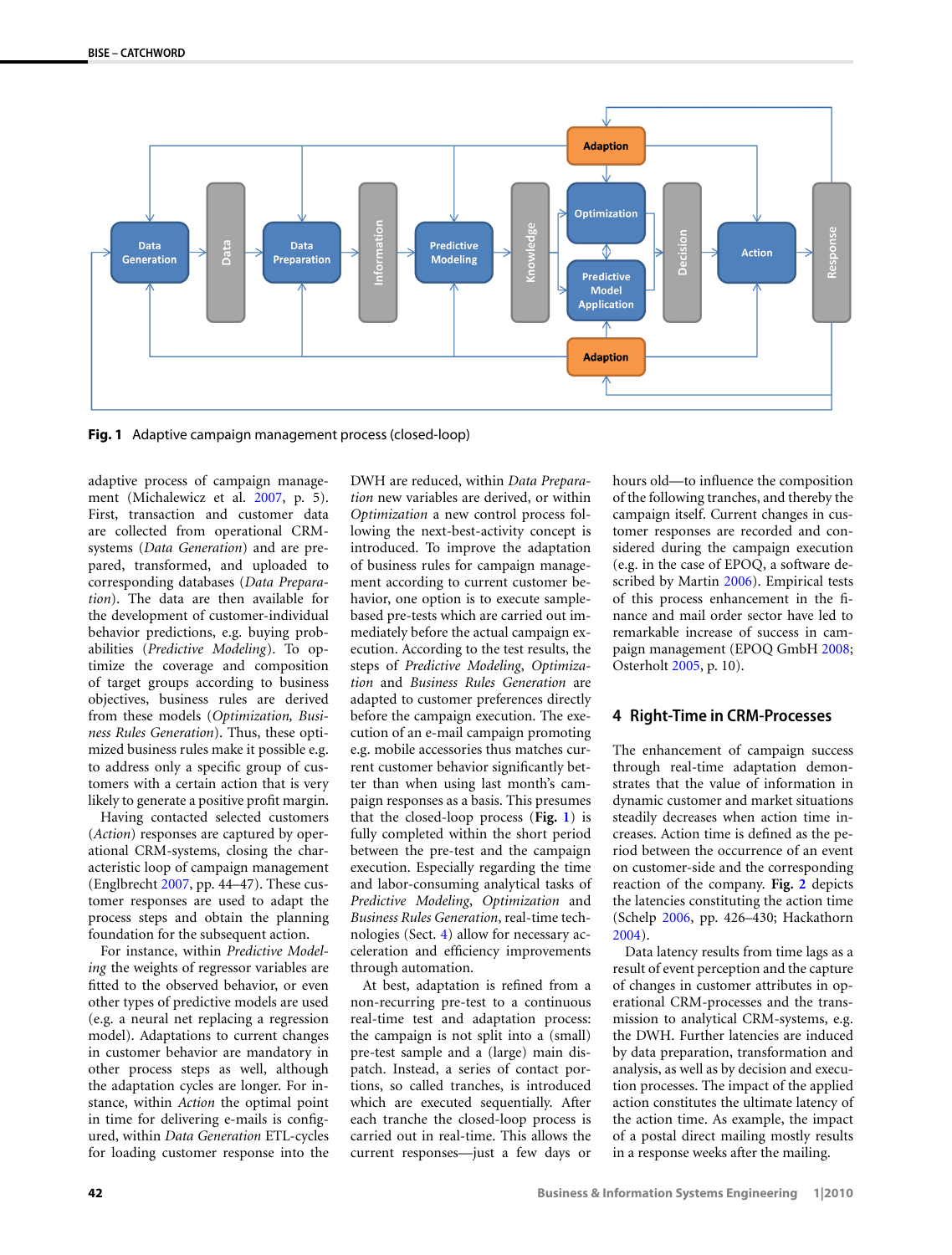Fig. 1 Adaptive campaign management process (closed-loop)

adaptive process of campaign management (Michalewicz et al. 2007, p. 5). First, transaction and customer data are collected from operational CRM-systems (*Data Generation*) and are prepared, transformed, and uploaded to corresponding databases (*Data Preparation*). The data are then available for the development of customer-individual behavior predictions, e.g. buying probabilities (*Predictive Modeling*). To optimize the coverage and composition of target groups according to business objectives, business rules are derived from these models (*Optimization, Business Rules Generation*). Thus, these optimized business rules make it possible e.g. to address only a specific group of customers with a certain action that is very likely to generate a positive profit margin.

Having contacted selected customers (*Action*) responses are captured by operational CRM-systems, closing the characteristic loop of campaign management (Englbrecht 2007, pp. 44–47). These customer responses are used to adapt the process steps and obtain the planning foundation for the subsequent action.

For instance, within *Predictive Modeling* the weights of regressor variables are fitted to the observed behavior, or even other types of predictive models are used (e.g. a neural net replacing a regression model). Adaptations to current changes in customer behavior are mandatory in other process steps as well, although the adaptation cycles are longer. For instance, within *Action* the optimal point in time for delivering e-mails is configured, within *Data Generation* ETL-cycles for loading customer response into the DWH are reduced, within *Data Preparation* new variables are derived, or within *Optimization* a new control process following the next-best-activity concept is introduced. To improve the adaptation of business rules for campaign management according to current customer behavior, one option is to execute sample-based pre-tests which are carried out immediately before the actual campaign execution. According to the test results, the steps of *Predictive Modeling*, *Optimization* and *Business Rules Generation* are adapted to customer preferences directly before the campaign execution. The execution of an e-mail campaign promoting e.g. mobile accessories thus matches current customer behavior significantly better than when using last month's campaign responses as a basis. This presumes that the closed-loop process (**Fig. 1**) is fully completed within the short period between the pre-test and the campaign execution. Especially regarding the time and labor-consuming analytical tasks of *Predictive Modeling*, *Optimization* and *Business Rules Generation*, real-time technologies (Sect. 4) allow for necessary acceleration and efficiency improvements through automation.

At best, adaptation is refined from a non-recurring pre-test to a continuous real-time test and adaptation process: the campaign is not split into a (small) pre-test sample and a (large) main dispatch. Instead, a series of contact portions, so called tranches, is introduced which are executed sequentially. After each tranche the closed-loop process is carried out in real-time. This allows the current responses—just a few days or hours old—to influence the composition of the following tranches, and thereby the campaign itself. Current changes in customer responses are recorded and considered during the campaign execution (e.g. in the case of EPOQ, a software described by Martin 2006). Empirical tests of this process enhancement in the finance and mail order sector have led to remarkable increase of success in campaign management (EPOQ GmbH 2008; Osterholt 2005, p. 10).

## 4 Right-Time in CRM-Processes

The enhancement of campaign success through real-time adaptation demonstrates that the value of information in dynamic customer and market situations steadily decreases when action time increases. Action time is defined as the period between the occurrence of an event on customer-side and the corresponding reaction of the company. **Fig. 2** depicts the latencies constituting the action time (Schelp 2006, pp. 426–430; Hackathorn 2004).

Data latency results from time lags as a result of event perception and the capture of changes in customer attributes in operational CRM-processes and the transmission to analytical CRM-systems, e.g. the DWH. Further latencies are induced by data preparation, transformation and analysis, as well as by decision and execution processes. The impact of the applied action constitutes the ultimate latency of the action time. As example, the impact of a postal direct mailing mostly results in a response weeks after the mailing.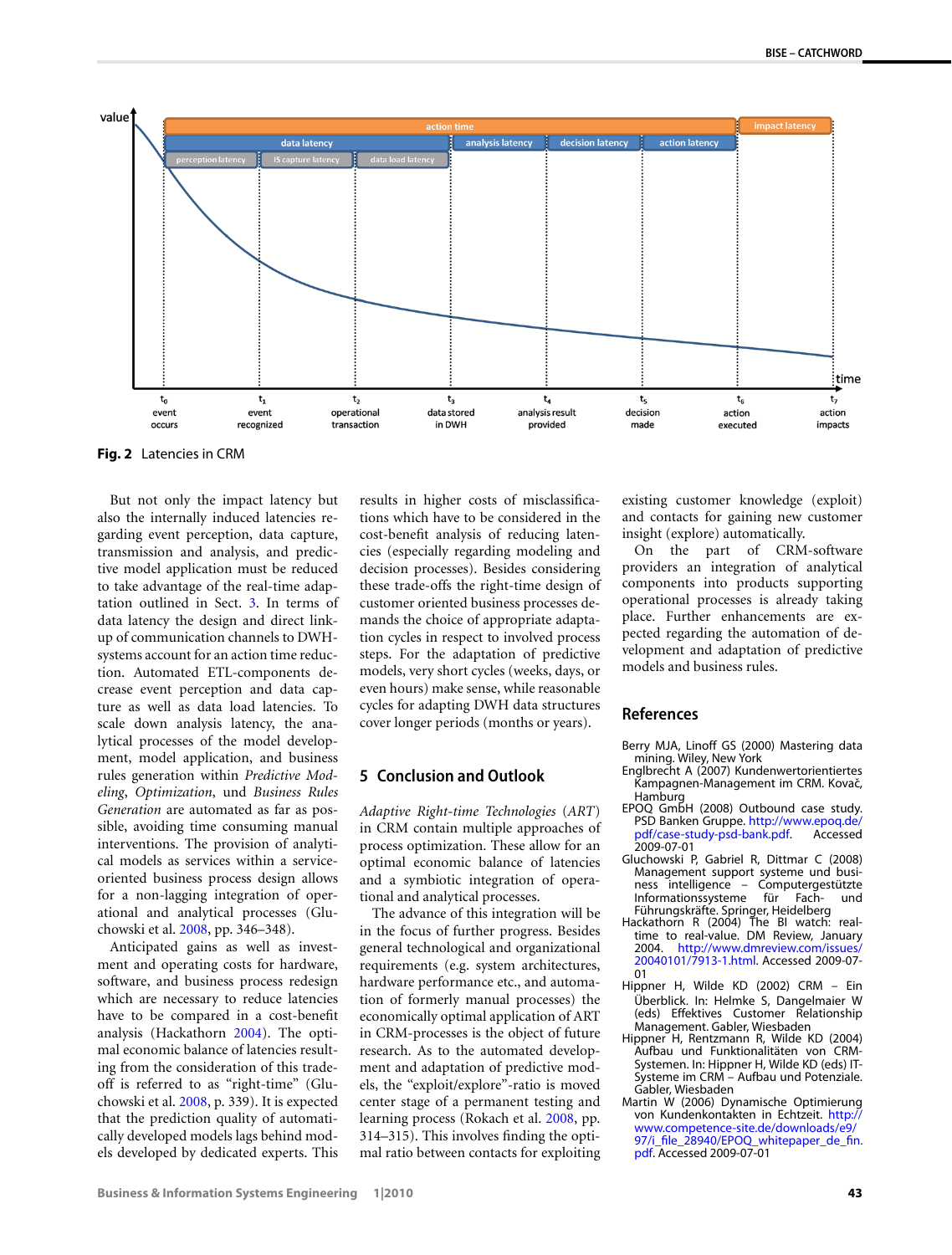**Fig. 2** Latencies in CRM

But not only the impact latency but also the internally induced latencies regarding event perception, data capture, transmission and analysis, and predictive model application must be reduced to take advantage of the real-time adaptation outlined in Sect. 3. In terms of data latency the design and direct linkup of communication channels to DWH-systems account for an action time reduction. Automated ETL-components decrease event perception and data capture as well as data load latencies. To scale down analysis latency, the analytical processes of the model development, model application, and business rules generation within *Predictive Modeling*, *Optimization*, und *Business Rules Generation* are automated as far as possible, avoiding time consuming manual interventions. The provision of analytical models as services within a service-oriented business process design allows for a non-lagging integration of operational and analytical processes (Gluchowski et al. 2008, pp. 346–348).

Anticipated gains as well as investment and operating costs for hardware, software, and business process redesign which are necessary to reduce latencies have to be compared in a cost-benefit analysis (Hackathorn 2004). The optimal economic balance of latencies resulting from the consideration of this trade-off is referred to as "right-time" (Gluchowski et al. 2008, p. 339). It is expected that the prediction quality of automatically developed models lags behind models developed by dedicated experts. This results in higher costs of misclassifications which have to be considered in the cost-benefit analysis of reducing latencies (especially regarding modeling and decision processes). Besides considering these trade-offs the right-time design of customer oriented business processes demands the choice of appropriate adaptation cycles in respect to involved process steps. For the adaptation of predictive models, very short cycles (weeks, days, or even hours) make sense, while reasonable cycles for adapting DWH data structures cover longer periods (months or years).

## 5 Conclusion and Outlook

*Adaptive Right-time Technologies* (*ART*) in CRM contain multiple approaches of process optimization. These allow for an optimal economic balance of latencies and a symbiotic integration of operational and analytical processes.

The advance of this integration will be in the focus of further progress. Besides general technological and organizational requirements (e.g. system architectures, hardware performance etc., and automation of formerly manual processes) the economically optimal application of ART in CRM-processes is the object of future research. As to the automated development and adaptation of predictive models, the "exploit/explore"-ratio is moved center stage of a permanent testing and learning process (Rokach et al. 2008, pp. 314–315). This involves finding the optimal ratio between contacts for exploiting existing customer knowledge (exploit) and contacts for gaining new customer insight (explore) automatically.

On the part of CRM-software providers an integration of analytical components into products supporting operational processes is already taking place. Further enhancements are expected regarding the automation of development and adaptation of predictive models and business rules.

## References

Berry MJA, Linoff GS (2000) Mastering data mining. Wiley, New York

Englbrecht A (2007) Kundenwertorientiertes Kampagnen-Management im CRM. Kovač, Hamburg

EPOQ GmbH (2008) Outbound case study. PSD Banken Gruppe. http://www.epoq.de/pdf/case-study-psd-bank.pdf. Accessed 2009-07-01

Gluchowski P, Gabriel R, Dittmar C (2008) Management support systeme und business intelligence – Computergestützte Informationssysteme für Fach- und Führungskräfte. Springer, Heidelberg

Hackathorn R (2004) The BI watch: real-time to real-value. DM Review, January 2004. http://www.dmreview.com/issues/20040101/7913-1.html. Accessed 2009-07-01

Hippner H, Wilde KD (2002) CRM – Ein Überblick. In: Helmke S, Dangelmaier W (eds) Effektives Customer Relationship Management. Gabler, Wiesbaden

Hippner H, Rentzmann R, Wilde KD (2004) Aufbau und Funktionalitäten von CRM-Systemen. In: Hippner H, Wilde KD (eds) IT-Systeme im CRM – Aufbau und Potenziale. Gabler, Wiesbaden

Martin W (2006) Dynamische Optimierung von Kundenkontakten in Echtzeit. http://www.competence-site.de/downloads/e9/97/i_file_28940/EPOQ_whitepaper_de_fin.pdf. Accessed 2009-07-01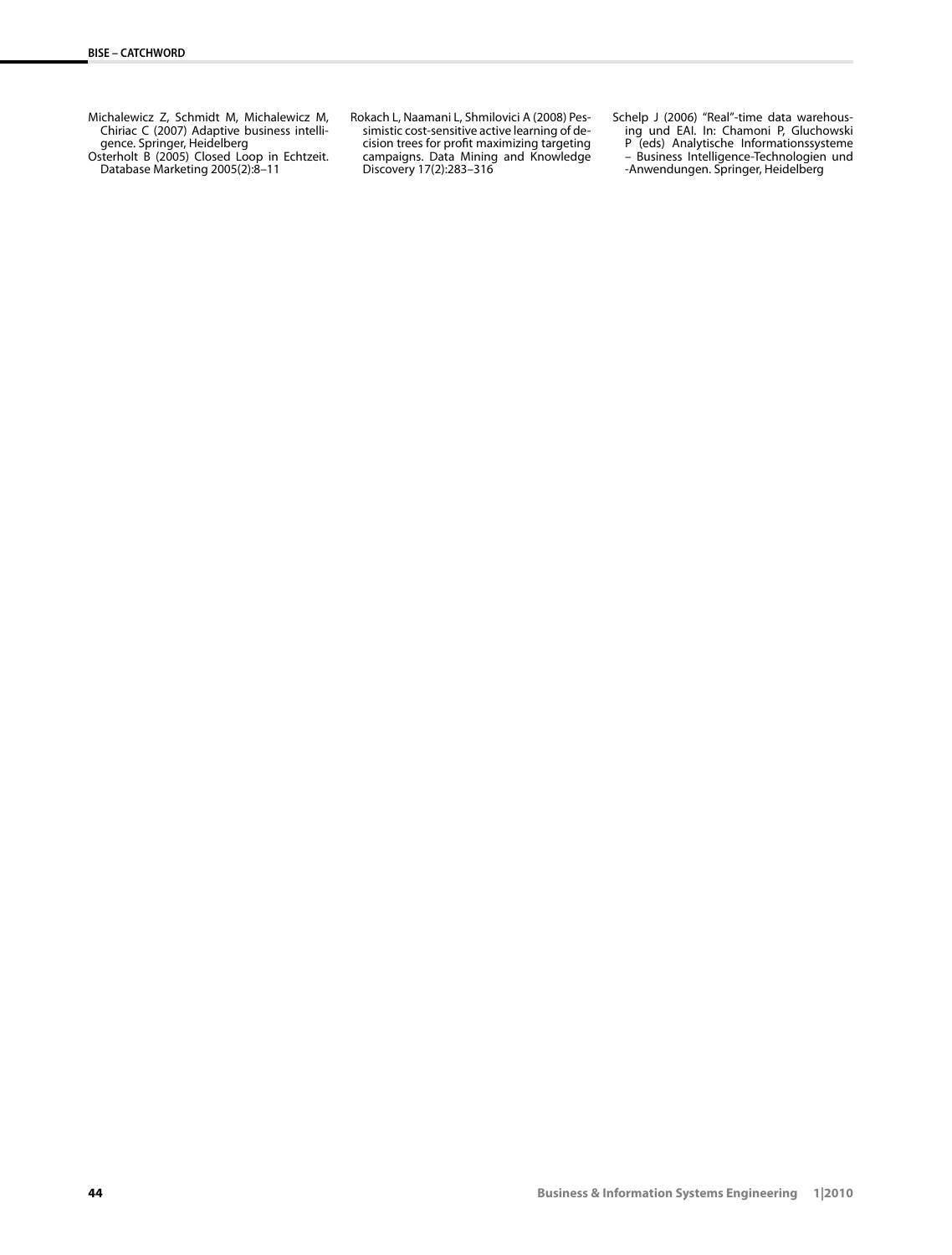Michalewicz Z, Schmidt M, Michalewicz M, Chiriac C (2007) Adaptive business intelligence. Springer, Heidelberg

Osterholt B (2005) Closed Loop in Echtzeit. Database Marketing 2005(2):8–11

Rokach L, Naamani L, Shmilovici A (2008) Pessimistic cost-sensitive active learning of decision trees for profit maximizing targeting campaigns. Data Mining and Knowledge Discovery 17(2):283–316

Schelp J (2006) "Real"-time data warehousing und EAI. In: Chamoni P, Gluchowski P (eds) Analytische Informationssysteme – Business Intelligence-Technologien und -Anwendungen. Springer, Heidelberg